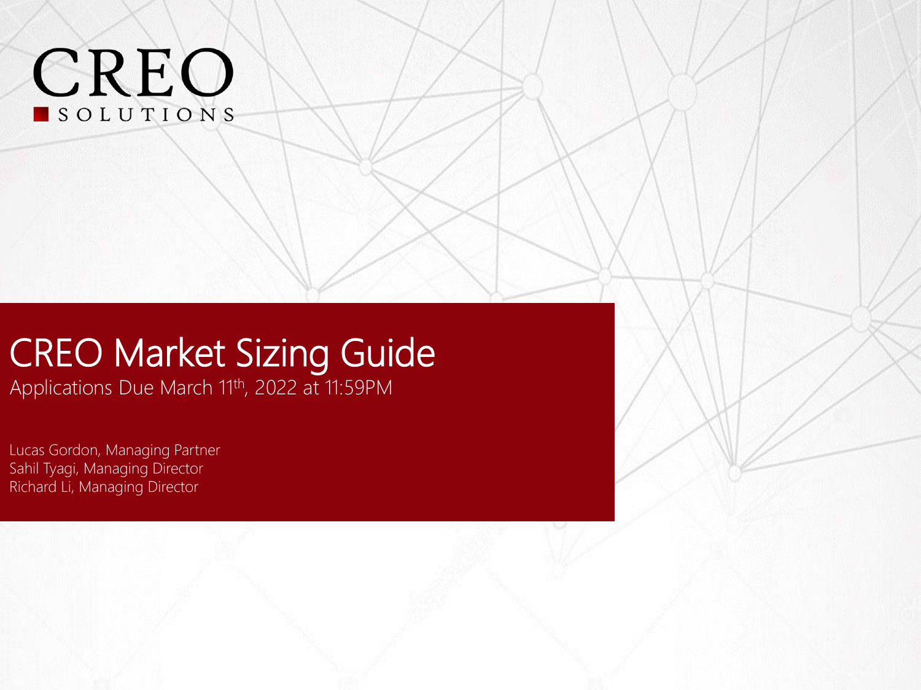CREO
SOLUTIONS

# CREO Market Sizing Guide

Applications Due March 11th, 2022 at 11:59PM

Lucas Gordon, Managing Partner
Sahil Tyagi, Managing Director
Richard Li, Managing Director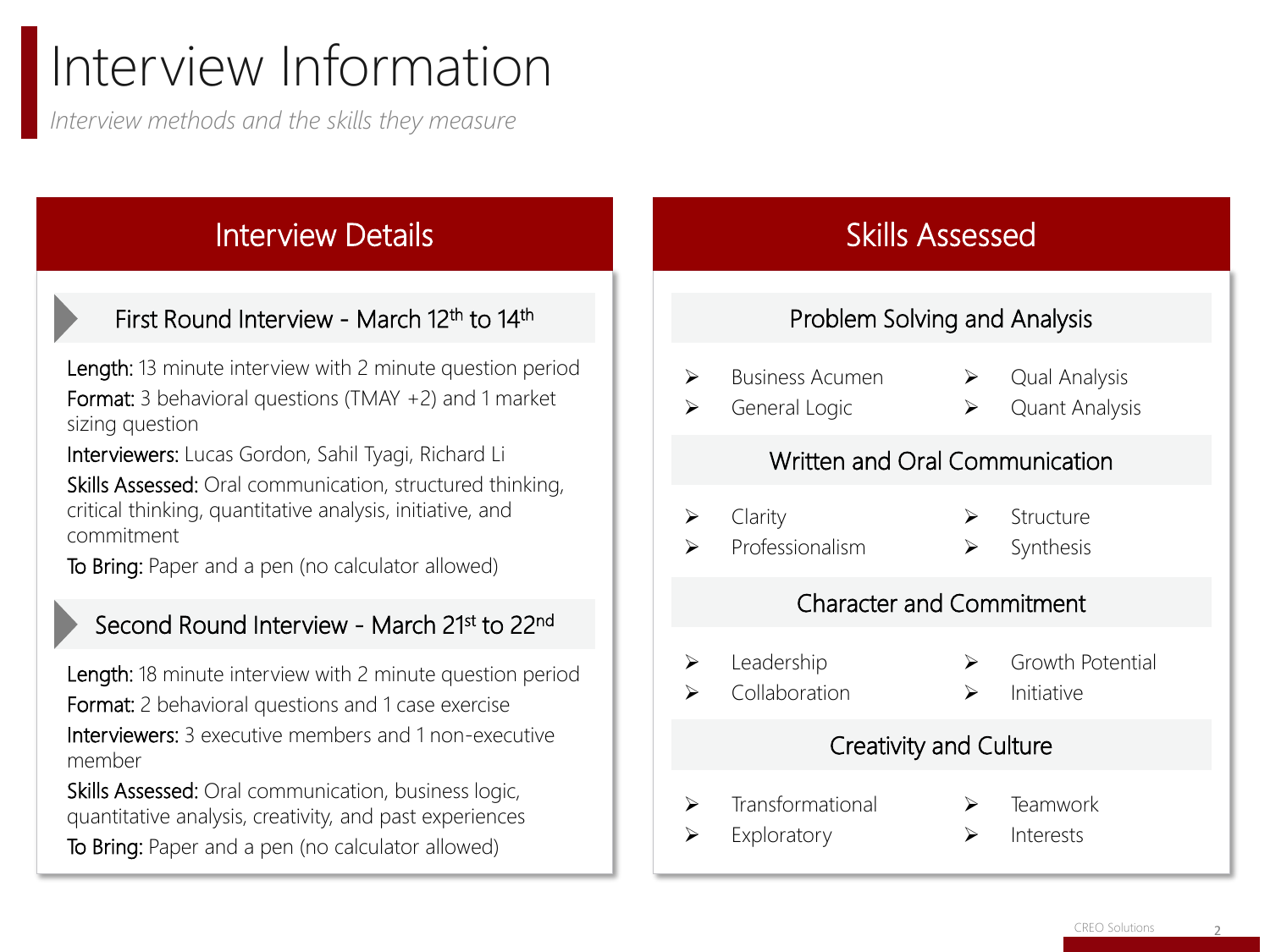# Interview Information

*Interview methods and the skills they measure*

## Interview Details

### First Round Interview - March 12th to 14th

**Length:** 13 minute interview with 2 minute question period

**Format:** 3 behavioral questions (TMAY +2) and 1 market sizing question

**Interviewers:** Lucas Gordon, Sahil Tyagi, Richard Li

**Skills Assessed:** Oral communication, structured thinking, critical thinking, quantitative analysis, initiative, and commitment

**To Bring:** Paper and a pen (no calculator allowed)

### Second Round Interview - March 21st to 22nd

**Length:** 18 minute interview with 2 minute question period

**Format:** 2 behavioral questions and 1 case exercise

**Interviewers:** 3 executive members and 1 non-executive member

**Skills Assessed:** Oral communication, business logic, quantitative analysis, creativity, and past experiences

**To Bring:** Paper and a pen (no calculator allowed)

## Skills Assessed

### Problem Solving and Analysis

- Business Acumen
- General Logic
- Qual Analysis
- Quant Analysis

### Written and Oral Communication

- Clarity
- Professionalism
- Structure
- Synthesis

### Character and Commitment

- Leadership
- Collaboration
- Growth Potential
- Initiative

### Creativity and Culture

- Transformational
- Exploratory
- Teamwork
- Interests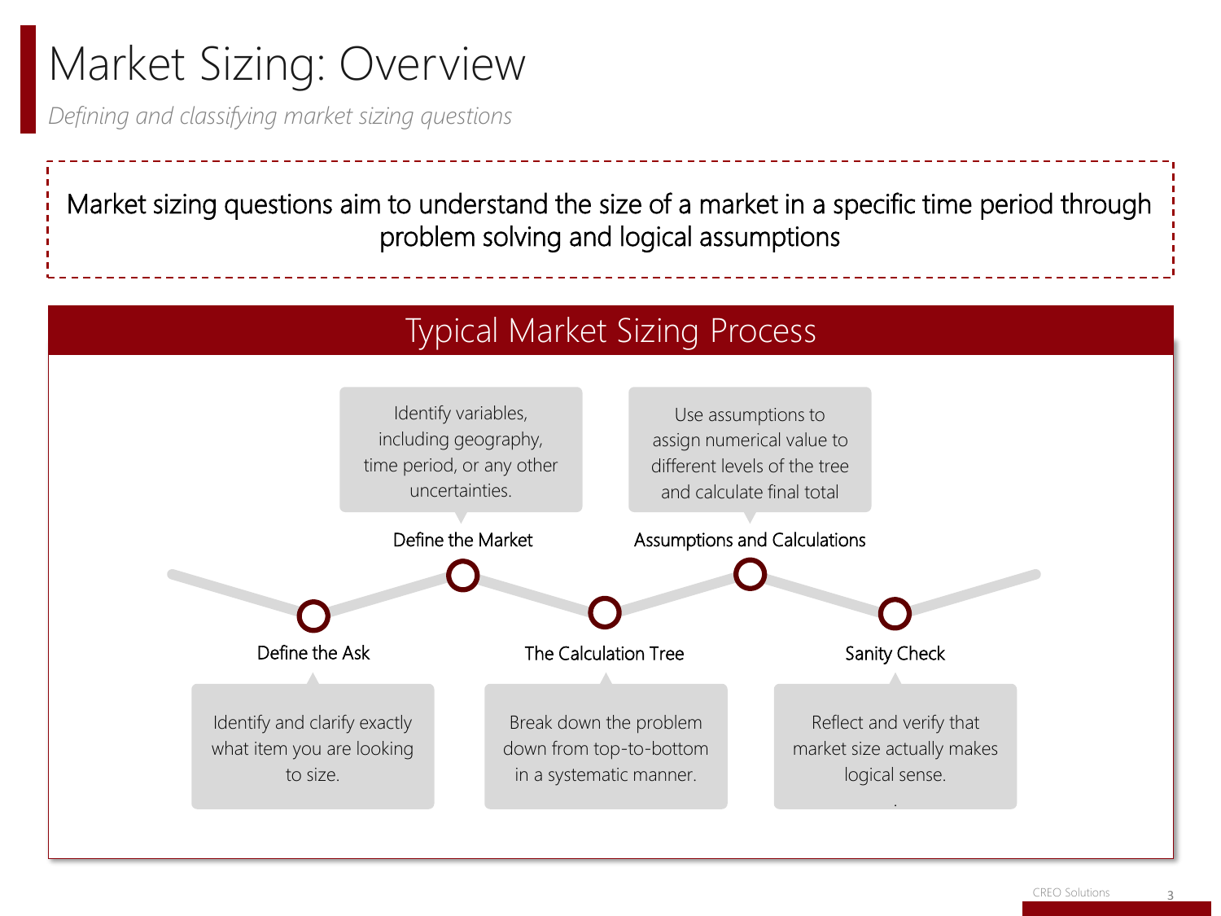# Market Sizing: Overview

*Defining and classifying market sizing questions*

Market sizing questions aim to understand the size of a market in a specific time period through problem solving and logical assumptions

## Typical Market Sizing Process

1. **Define the Ask** – Identify and clarify exactly what item you are looking to size.
2. **Define the Market** – Identify variables, including geography, time period, or any other uncertainties.
3. **The Calculation Tree** – Break down the problem down from top-to-bottom in a systematic manner.
4. **Assumptions and Calculations** – Use assumptions to assign numerical value to different levels of the tree and calculate final total
5. **Sanity Check** – Reflect and verify that market size actually makes logical sense.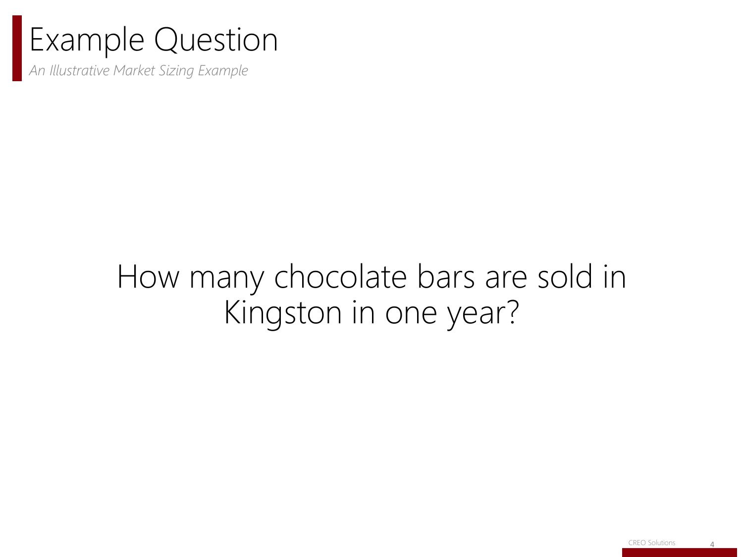# Example Question

*An Illustrative Market Sizing Example*

How many chocolate bars are sold in Kingston in one year?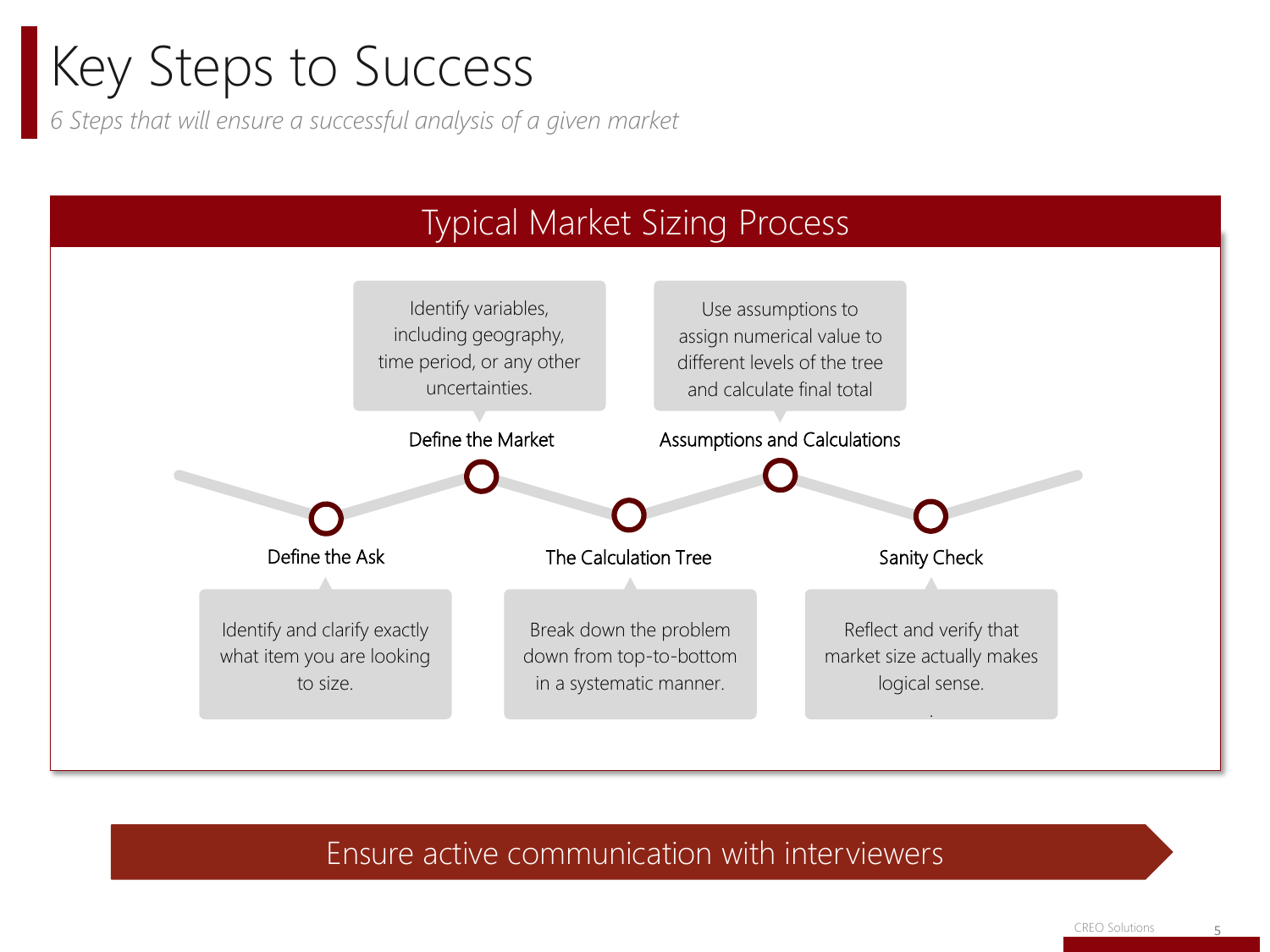# Key Steps to Success

*6 Steps that will ensure a successful analysis of a given market*

## Typical Market Sizing Process

**Define the Ask**

Identify and clarify exactly what item you are looking to size.

**Define the Market**

Identify variables, including geography, time period, or any other uncertainties.

**The Calculation Tree**

Break down the problem down from top-to-bottom in a systematic manner.

**Assumptions and Calculations**

Use assumptions to assign numerical value to different levels of the tree and calculate final total

**Sanity Check**

Reflect and verify that market size actually makes logical sense.

**Ensure active communication with interviewers**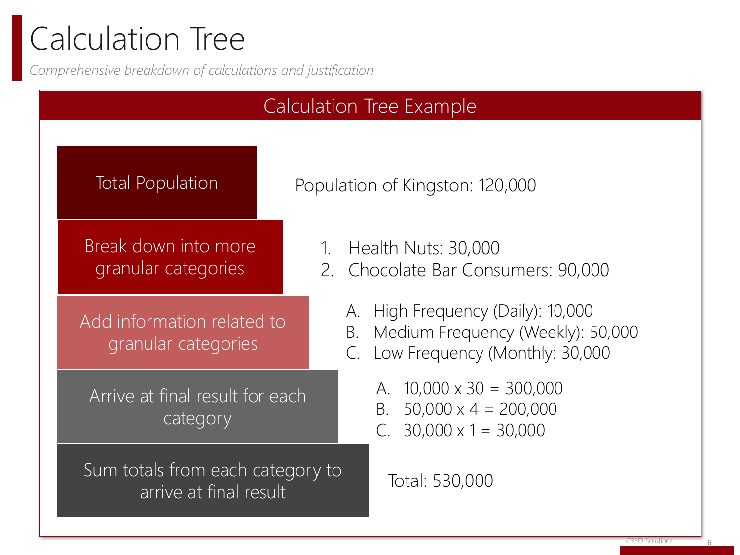# Calculation Tree

*Comprehensive breakdown of calculations and justification*

## Calculation Tree Example

| Step | Example |
| --- | --- |
| Total Population | Population of Kingston: 120,000 |
| Break down into more granular categories | 1. Health Nuts: 30,000<br>2. Chocolate Bar Consumers: 90,000 |
| Add information related to granular categories | A. High Frequency (Daily): 10,000<br>B. Medium Frequency (Weekly): 50,000<br>C. Low Frequency (Monthly: 30,000 |
| Arrive at final result for each category | A. 10,000 x 30 = 300,000<br>B. 50,000 x 4 = 200,000<br>C. 30,000 x 1 = 30,000 |
| Sum totals from each category to arrive at final result | Total: 530,000 |

CREO Solutions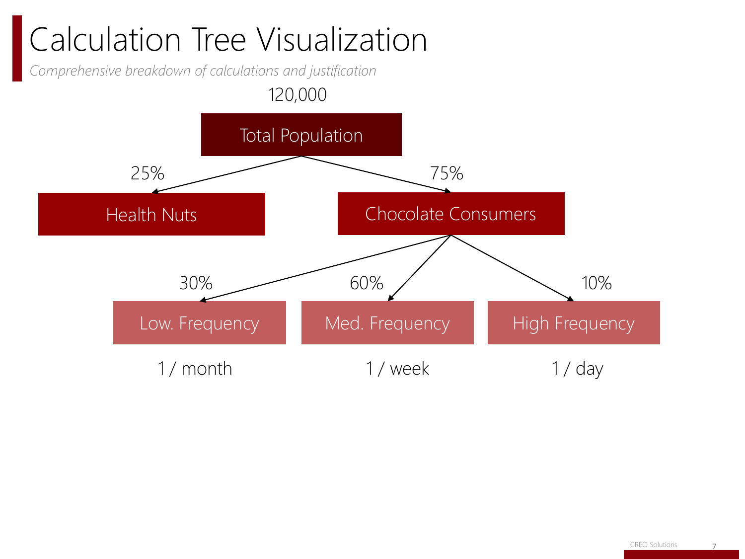# Calculation Tree Visualization

*Comprehensive breakdown of calculations and justification*

120,000

**Total Population**

- 25% → **Health Nuts**
- 75% → **Chocolate Consumers**
  - 30% → **Low. Frequency** — 1 / month
  - 60% → **Med. Frequency** — 1 / week
  - 10% → **High Frequency** — 1 / day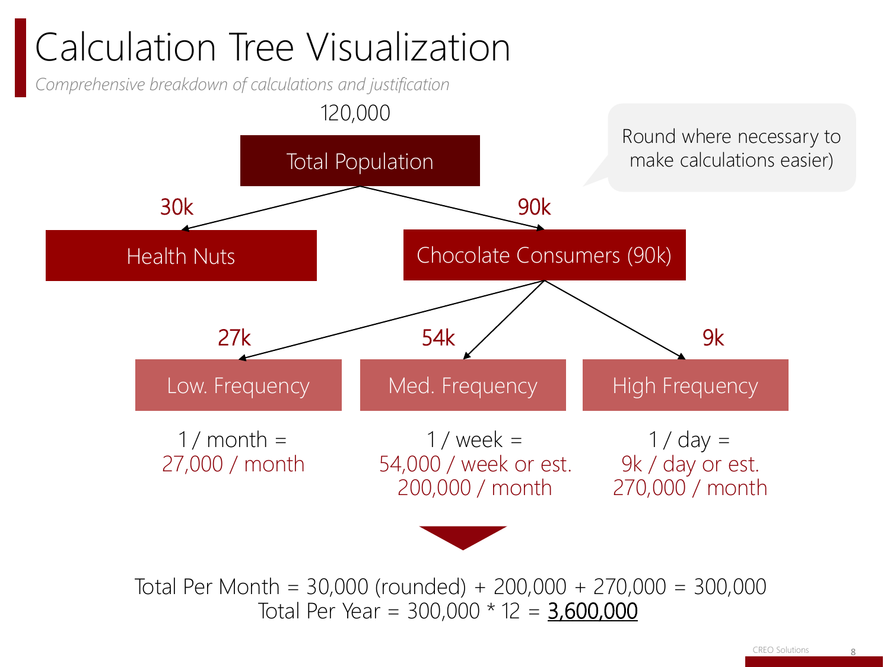# Calculation Tree Visualization

*Comprehensive breakdown of calculations and justification*

120,000

**Total Population**

> Round where necessary to make calculations easier)

- 30k → **Health Nuts**
- 90k → **Chocolate Consumers (90k)**
  - 27k → **Low. Frequency**
    - 1 / month = 27,000 / month
  - 54k → **Med. Frequency**
    - 1 / week = 54,000 / week or est. 200,000 / month
  - 9k → **High Frequency**
    - 1 / day = 9k / day or est. 270,000 / month

Total Per Month = 30,000 (rounded) + 200,000 + 270,000 = 300,000

Total Per Year = 300,000 * 12 = <u>3,600,000</u>

CREO Solutions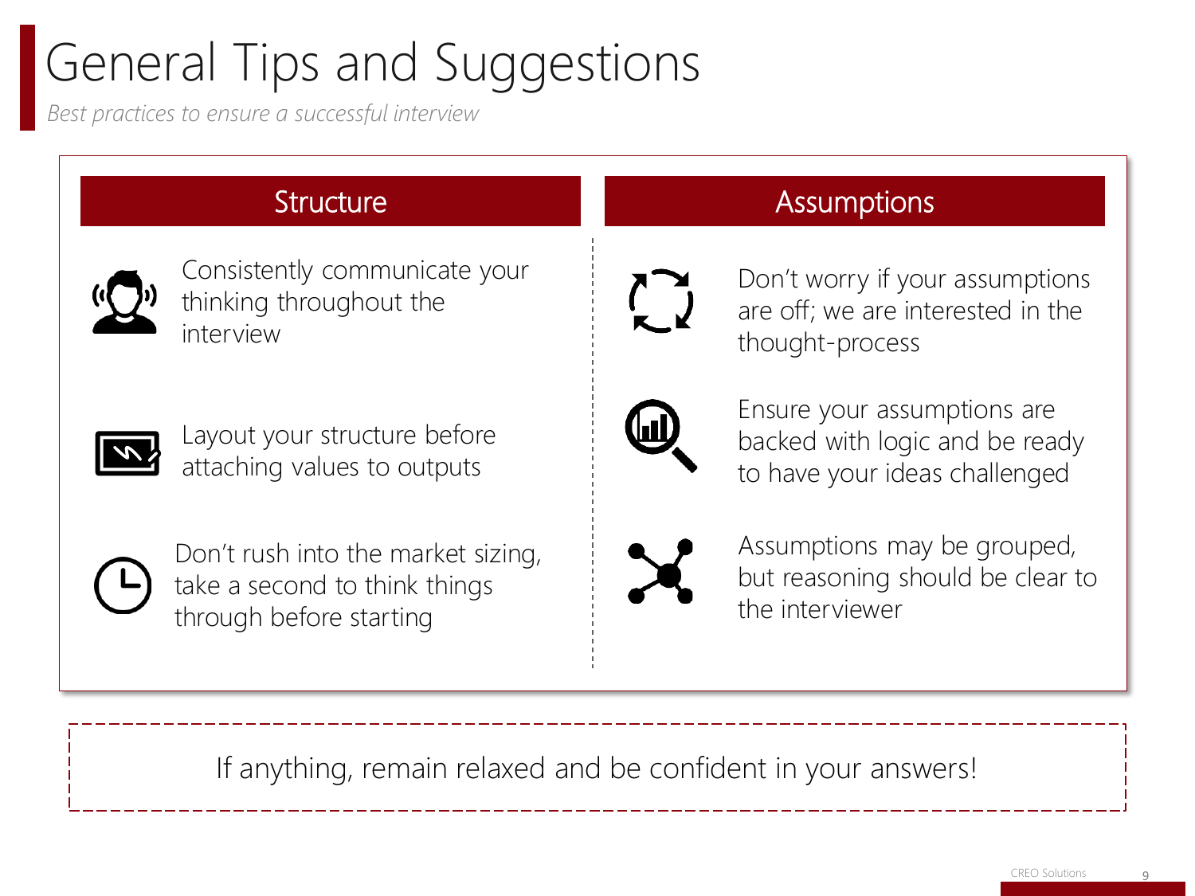# General Tips and Suggestions

*Best practices to ensure a successful interview*

## Structure

- Consistently communicate your thinking throughout the interview
- Layout your structure before attaching values to outputs
- Don't rush into the market sizing, take a second to think things through before starting

## Assumptions

- Don't worry if your assumptions are off; we are interested in the thought-process
- Ensure your assumptions are backed with logic and be ready to have your ideas challenged
- Assumptions may be grouped, but reasoning should be clear to the interviewer

If anything, remain relaxed and be confident in your answers!